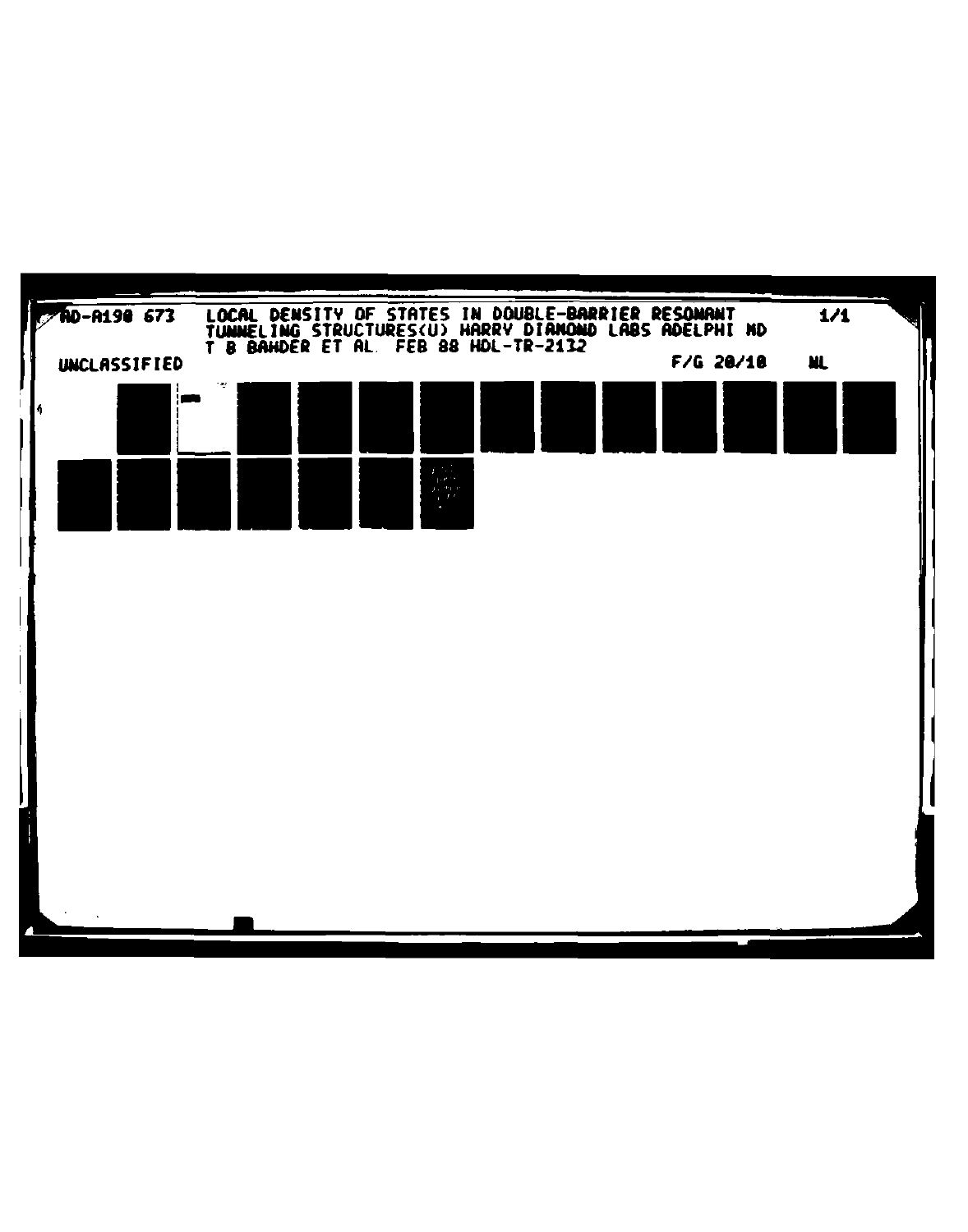AD-A190 673 LOCAL DENSITY OF STATES IN DOUBLE-BARRIER RESONANT TUNNELING STRUCTURES(U) HARRY DIAMOND LABS ADELPHI MD T B BAHDER ET AL. FEB 88 HDL-TR-2132

1/1

UNCLASSIFIED

F/G 20/10

NL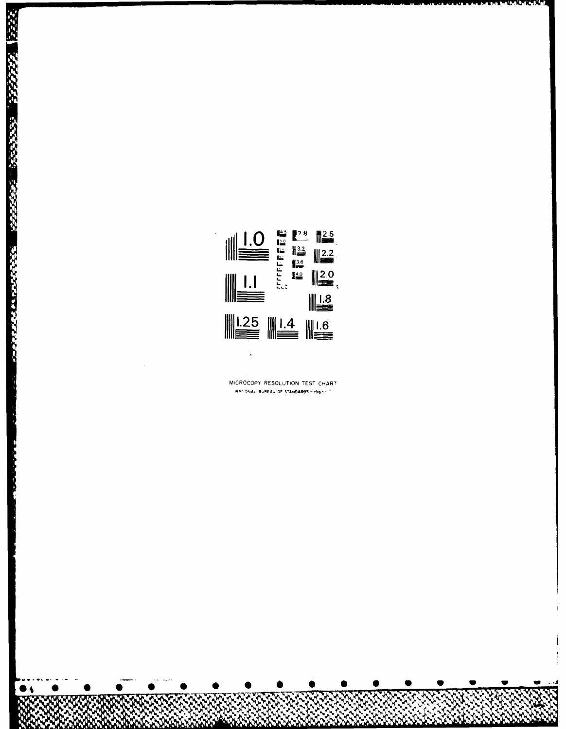MICROCOPY RESOLUTION TEST CHART

NATIONAL BUREAU OF STANDARDS - 1963 - A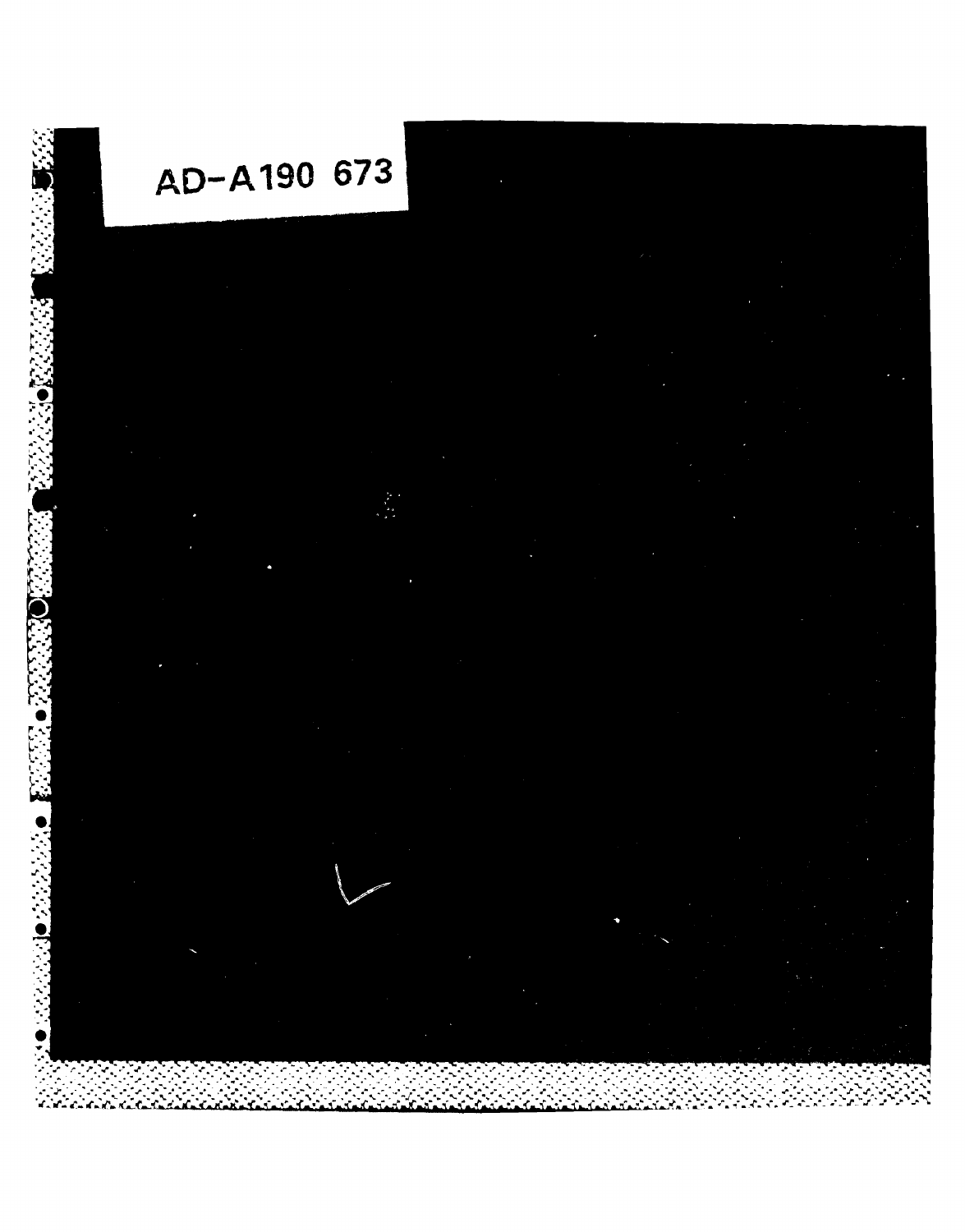AD-A190 673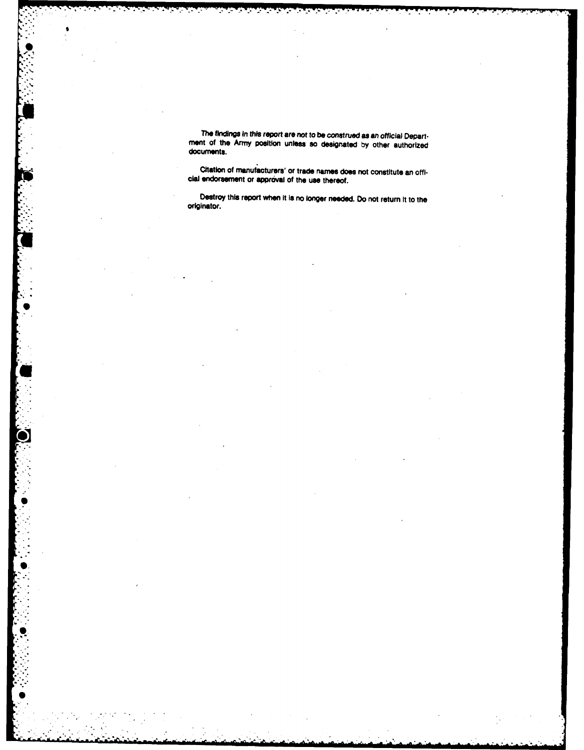*The findings in this report are not to be construed as an official* Department of the Army position unless so designated by other authorized documents.

Citation of manufacturers' or trade names does not constitute an official endorsement or approval of the use thereof.

Destroy this report when it is no longer needed. Do not return it to the originator.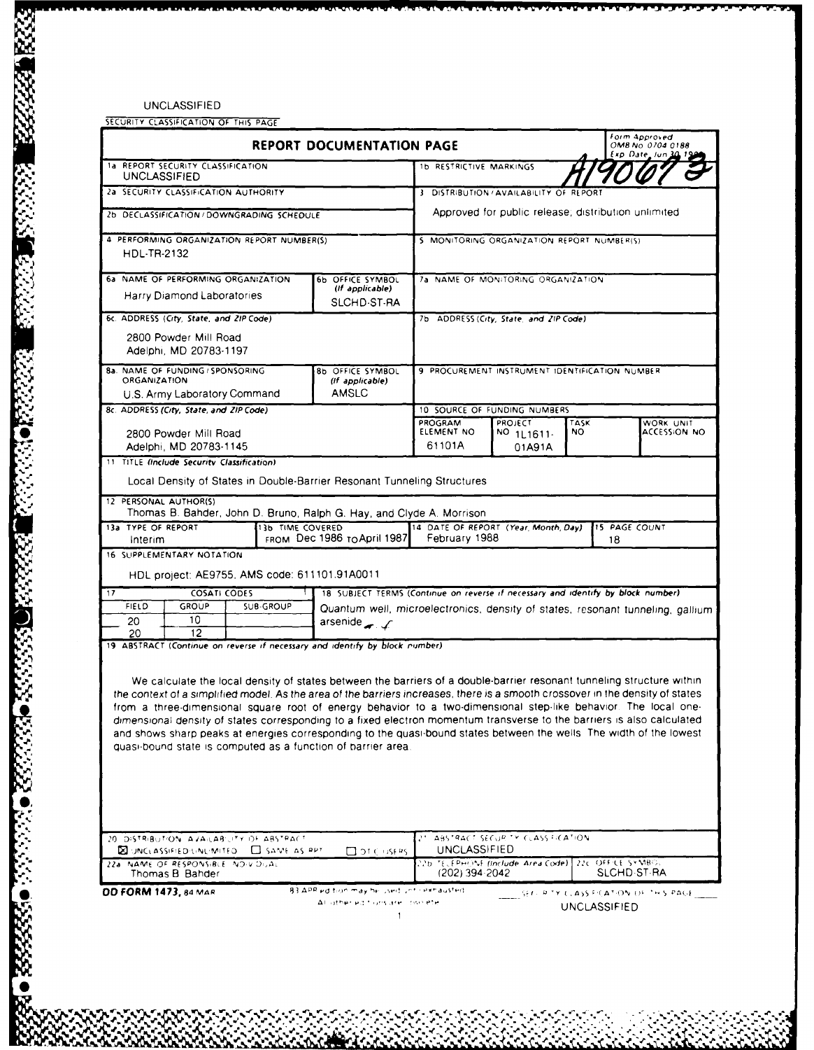UNCLASSIFIED

SECURITY CLASSIFICATION OF THIS PAGE

# REPORT DOCUMENTATION PAGE

Form Approved OMB No 0704 0188 Exp Date Jun 30 1986

AD-A190 673

| | |
|---|---|
| 1a REPORT SECURITY CLASSIFICATION UNCLASSIFIED | 1b RESTRICTIVE MARKINGS |
| 2a SECURITY CLASSIFICATION AUTHORITY | 3 DISTRIBUTION/AVAILABILITY OF REPORT Approved for public release, distribution unlimited |
| 2b DECLASSIFICATION/DOWNGRADING SCHEDULE | |
| 4 PERFORMING ORGANIZATION REPORT NUMBER(S) HDL-TR-2132 | 5 MONITORING ORGANIZATION REPORT NUMBER(S) |
| 6a NAME OF PERFORMING ORGANIZATION Harry Diamond Laboratories; 6b OFFICE SYMBOL (If applicable) SLCHD-ST-RA | 7a NAME OF MONITORING ORGANIZATION |
| 6c ADDRESS (City, State, and ZIP Code) 2800 Powder Mill Road Adelphi, MD 20783-1197 | 7b ADDRESS (City, State, and ZIP Code) |
| 8a NAME OF FUNDING/SPONSORING ORGANIZATION U.S. Army Laboratory Command; 8b OFFICE SYMBOL (If applicable) AMSLC | 9 PROCUREMENT INSTRUMENT IDENTIFICATION NUMBER |
| 8c ADDRESS (City, State, and ZIP Code) 2800 Powder Mill Road Adelphi, MD 20783-1145 | 10 SOURCE OF FUNDING NUMBERS: PROGRAM ELEMENT NO 61101A; PROJECT NO 1L1611-01A91A; TASK NO; WORK UNIT ACCESSION NO |

11 TITLE (Include Security Classification)

Local Density of States in Double-Barrier Resonant Tunneling Structures

12 PERSONAL AUTHOR(S)

Thomas B. Bahder, John D. Bruno, Ralph G. Hay, and Clyde A. Morrison

| 13a TYPE OF REPORT | 13b TIME COVERED | 14 DATE OF REPORT (Year, Month, Day) | 15 PAGE COUNT |
|---|---|---|---|
| Interim | FROM Dec 1986 TO April 1987 | February 1988 | 18 |

16 SUPPLEMENTARY NOTATION

HDL project: AE9755, AMS code: 611101.91A0011

| 17 COSATI CODES | | | 18 SUBJECT TERMS (Continue on reverse if necessary and identify by block number) |
|---|---|---|---|
| FIELD | GROUP | SUB-GROUP | Quantum well, microelectronics, density of states, resonant tunneling, gallium arsenide |
| 20 | 10 | | |
| 20 | 12 | | |

19 ABSTRACT (Continue on reverse if necessary and identify by block number)

We calculate the local density of states between the barriers of a double-barrier resonant tunneling structure within the context of a simplified model. As the area of the barriers increases, there is a smooth crossover in the density of states from a three-dimensional square root of energy behavior to a two-dimensional step-like behavior. The local one-dimensional density of states corresponding to a fixed electron momentum transverse to the barriers is also calculated and shows sharp peaks at energies corresponding to the quasi-bound states between the wells. The width of the lowest quasi-bound state is computed as a function of barrier area.

| | |
|---|---|
| 20 DISTRIBUTION/AVAILABILITY OF ABSTRACT ☒ UNCLASSIFIED/UNLIMITED ☐ SAME AS RPT ☐ DTIC USERS | 21 ABSTRACT SECURITY CLASSIFICATION UNCLASSIFIED |
| 22a NAME OF RESPONSIBLE INDIVIDUAL Thomas B Bahder | 22b TELEPHONE (Include Area Code) (202) 394-2042; 22c OFFICE SYMBOL SLCHD-ST-RA |

DD FORM 1473, 84 MAR — 83 APR edition may be used until exhausted. All other editions are obsolete.

SECURITY CLASSIFICATION OF THIS PAGE UNCLASSIFIED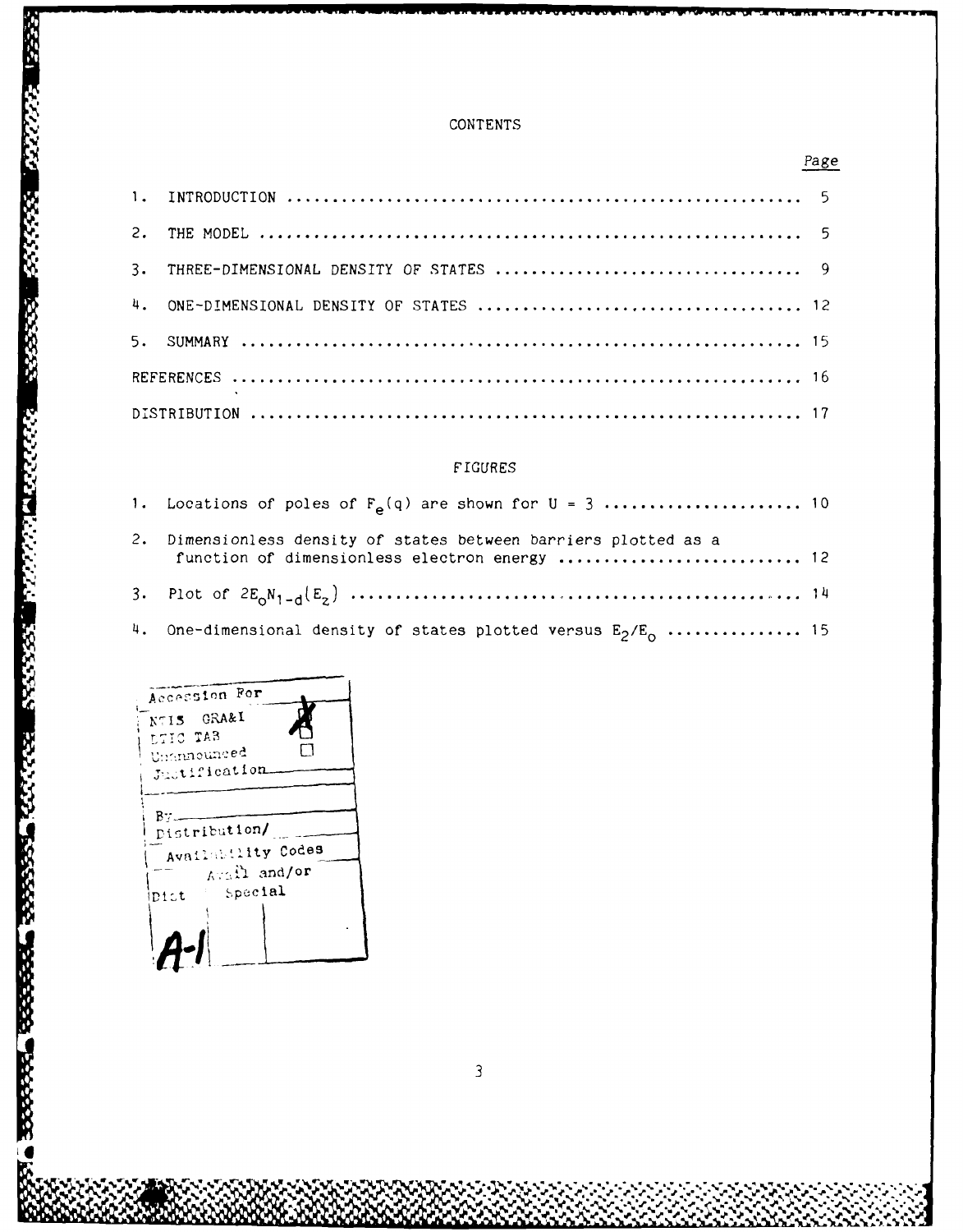# CONTENTS

| | Page |
|---|---|
| 1. INTRODUCTION | 5 |
| 2. THE MODEL | 5 |
| 3. THREE-DIMENSIONAL DENSITY OF STATES | 9 |
| 4. ONE-DIMENSIONAL DENSITY OF STATES | 12 |
| 5. SUMMARY | 15 |
| REFERENCES | 16 |
| DISTRIBUTION | 17 |

## FIGURES

| | |
|---|---|
| 1. Locations of poles of $F_e(q)$ are shown for U = 3 | 10 |
| 2. Dimensionless density of states between barriers plotted as a function of dimensionless electron energy | 12 |
| 3. Plot of $2E_0N_{1-d}(E_z)$ | 14 |
| 4. One-dimensional density of states plotted versus $E_2/E_0$ | 15 |

Accession For
NTIS GRA&I
DTIC TAB
Unannounced
Justification
By
Distribution/
Availability Codes
Avail and/or
Dist Special
A-1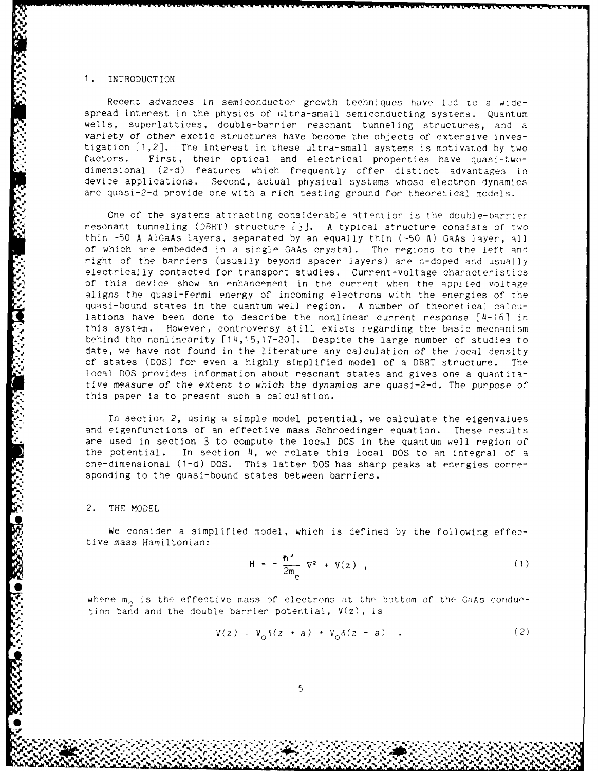## 1. INTRODUCTION

Recent advances in semiconductor growth techniques have led to a widespread interest in the physics of ultra-small semiconducting systems. Quantum wells, superlattices, double-barrier resonant tunneling structures, and a variety of other exotic structures have become the objects of extensive investigation [1,2]. The interest in these ultra-small systems is motivated by two factors. First, their optical and electrical properties have quasi-two-dimensional (2-d) features which frequently offer distinct advantages in device applications. Second, actual physical systems whose electron dynamics are quasi-2-d provide one with a rich testing ground for theoretical models.

One of the systems attracting considerable attention is the double-barrier resonant tunneling (DBRT) structure [3]. A typical structure consists of two thin ~50 Å AlGaAs layers, separated by an equally thin (~50 Å) GaAs layer, all of which are embedded in a single GaAs crystal. The regions to the left and right of the barriers (usually beyond spacer layers) are n-doped and usually electrically contacted for transport studies. Current-voltage characteristics of this device show an enhancement in the current when the applied voltage aligns the quasi-Fermi energy of incoming electrons with the energies of the quasi-bound states in the quantum well region. A number of theoretical calculations have been done to describe the nonlinear current response [4-16] in this system. However, controversy still exists regarding the basic mechanism behind the nonlinearity [14,15,17-20]. Despite the large number of studies to date, we have not found in the literature any calculation of the local density of states (DOS) for even a highly simplified model of a DBRT structure. The local DOS provides information about resonant states and gives one a quantitative measure of the extent to which the dynamics are quasi-2-d. The purpose of this paper is to present such a calculation.

In section 2, using a simple model potential, we calculate the eigenvalues and eigenfunctions of an effective mass Schroedinger equation. These results are used in section 3 to compute the local DOS in the quantum well region of the potential. In section 4, we relate this local DOS to an integral of a one-dimensional (1-d) DOS. This latter DOS has sharp peaks at energies corresponding to the quasi-bound states between barriers.

## 2. THE MODEL

We consider a simplified model, which is defined by the following effective mass Hamiltonian:

$$H = -\frac{\hbar^2}{2m_c}\nabla^2 + V(z) , \tag{1}$$

where $m_c$ is the effective mass of electrons at the bottom of the GaAs conduction band and the double barrier potential, $V(z)$, is

$$V(z) = V_0\delta(z + a) + V_0\delta(z - a) . \tag{2}$$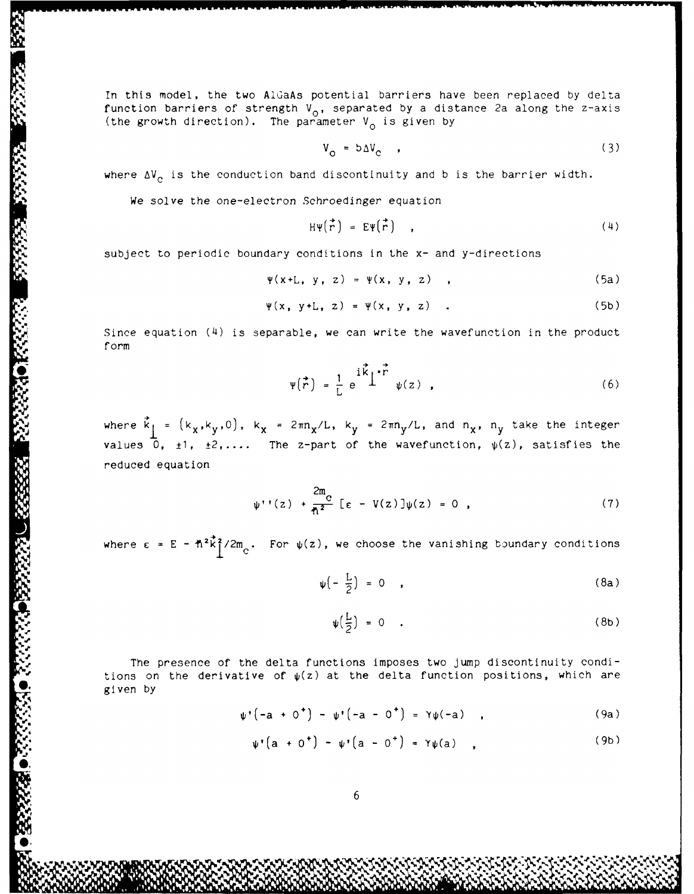In this model, the two AlGaAs potential barriers have been replaced by delta function barriers of strength $V_o$, separated by a distance 2a along the z-axis (the growth direction). The parameter $V_o$ is given by

$$V_o = b\Delta V_c \quad , \tag{3}$$

where $\Delta V_c$ is the conduction band discontinuity and b is the barrier width.

We solve the one-electron Schroedinger equation

$$H\Psi(\vec{r}) = E\Psi(\vec{r}) \quad , \tag{4}$$

subject to periodic boundary conditions in the x- and y-directions

$$\Psi(x+L, y, z) = \Psi(x, y, z) \quad , \tag{5a}$$

$$\Psi(x, y+L, z) = \Psi(x, y, z) \quad . \tag{5b}$$

Since equation (4) is separable, we can write the wavefunction in the product form

$$\Psi(\vec{r}) = \frac{1}{L} e^{i\vec{k}_\perp \cdot \vec{r}} \psi(z) \quad , \tag{6}$$

where $\vec{k}_\perp = (k_x, k_y, 0)$, $k_x = 2\pi n_x/L$, $k_y = 2\pi n_y/L$, and $n_x$, $n_y$ take the integer values 0, ±1, ±2,.... The z-part of the wavefunction, $\psi(z)$, satisfies the reduced equation

$$\psi''(z) + \frac{2m_c}{\hbar^2}[\varepsilon - V(z)]\psi(z) = 0 \quad , \tag{7}$$

where $\varepsilon = E - \hbar^2 k_\perp^2/2m_c$. For $\psi(z)$, we choose the vanishing boundary conditions

$$\psi\left(-\frac{L}{2}\right) = 0 \quad , \tag{8a}$$

$$\psi\left(\frac{L}{2}\right) = 0 \quad . \tag{8b}$$

The presence of the delta functions imposes two jump discontinuity conditions on the derivative of $\psi(z)$ at the delta function positions, which are given by

$$\psi'(-a + 0^+) - \psi'(-a - 0^+) = \gamma\psi(-a) \quad , \tag{9a}$$

$$\psi'(a + 0^+) - \psi'(a - 0^+) = \gamma\psi(a) \quad , \tag{9b}$$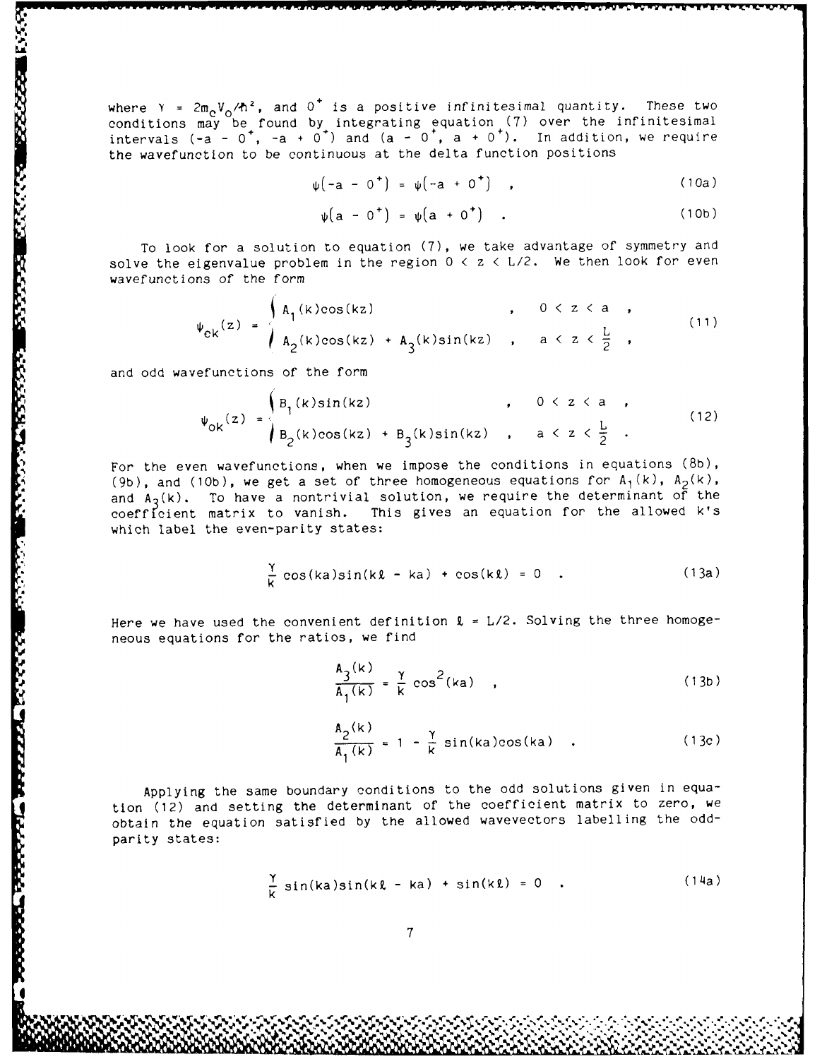where $\gamma = 2m_cV_o/\hbar^2$, and $0^+$ is a positive infinitesimal quantity. These two conditions may be found by integrating equation (7) over the infinitesimal intervals $(-a - 0^+, -a + 0^+)$ and $(a - 0^+, a + 0^+)$. In addition, we require the wavefunction to be continuous at the delta function positions

$$\psi(-a - 0^+) = \psi(-a + 0^+) \quad , \tag{10a}$$

$$\psi(a - 0^+) = \psi(a + 0^+) \quad . \tag{10b}$$

To look for a solution to equation (7), we take advantage of symmetry and solve the eigenvalue problem in the region $0 < z < L/2$. We then look for even wavefunctions of the form

$$\psi_{ek}(z) = \begin{cases} A_1(k)\cos(kz) & , \quad 0 < z < a \;, \\ A_2(k)\cos(kz) + A_3(k)\sin(kz) & , \quad a < z < \frac{L}{2} \;, \end{cases} \tag{11}$$

and odd wavefunctions of the form

$$\psi_{ok}(z) = \begin{cases} B_1(k)\sin(kz) & , \quad 0 < z < a \;, \\ B_2(k)\cos(kz) + B_3(k)\sin(kz) & , \quad a < z < \frac{L}{2} \;. \end{cases} \tag{12}$$

For the even wavefunctions, when we impose the conditions in equations (8b), (9b), and (10b), we get a set of three homogeneous equations for $A_1(k)$, $A_2(k)$, and $A_3(k)$. To have a nontrivial solution, we require the determinant of the coefficient matrix to vanish. This gives an equation for the allowed k's which label the even-parity states:

$$\frac{\gamma}{k}\cos(ka)\sin(k\ell - ka) + \cos(k\ell) = 0 \quad . \tag{13a}$$

Here we have used the convenient definition $\ell = L/2$. Solving the three homogeneous equations for the ratios, we find

$$\frac{A_3(k)}{A_1(k)} = \frac{\gamma}{k}\cos^2(ka) \quad , \tag{13b}$$

$$\frac{A_2(k)}{A_1(k)} = 1 - \frac{\gamma}{k}\sin(ka)\cos(ka) \quad . \tag{13c}$$

Applying the same boundary conditions to the odd solutions given in equation (12) and setting the determinant of the coefficient matrix to zero, we obtain the equation satisfied by the allowed wavevectors labelling the odd-parity states:

$$\frac{\gamma}{k}\sin(ka)\sin(k\ell - ka) + \sin(k\ell) = 0 \quad . \tag{14a}$$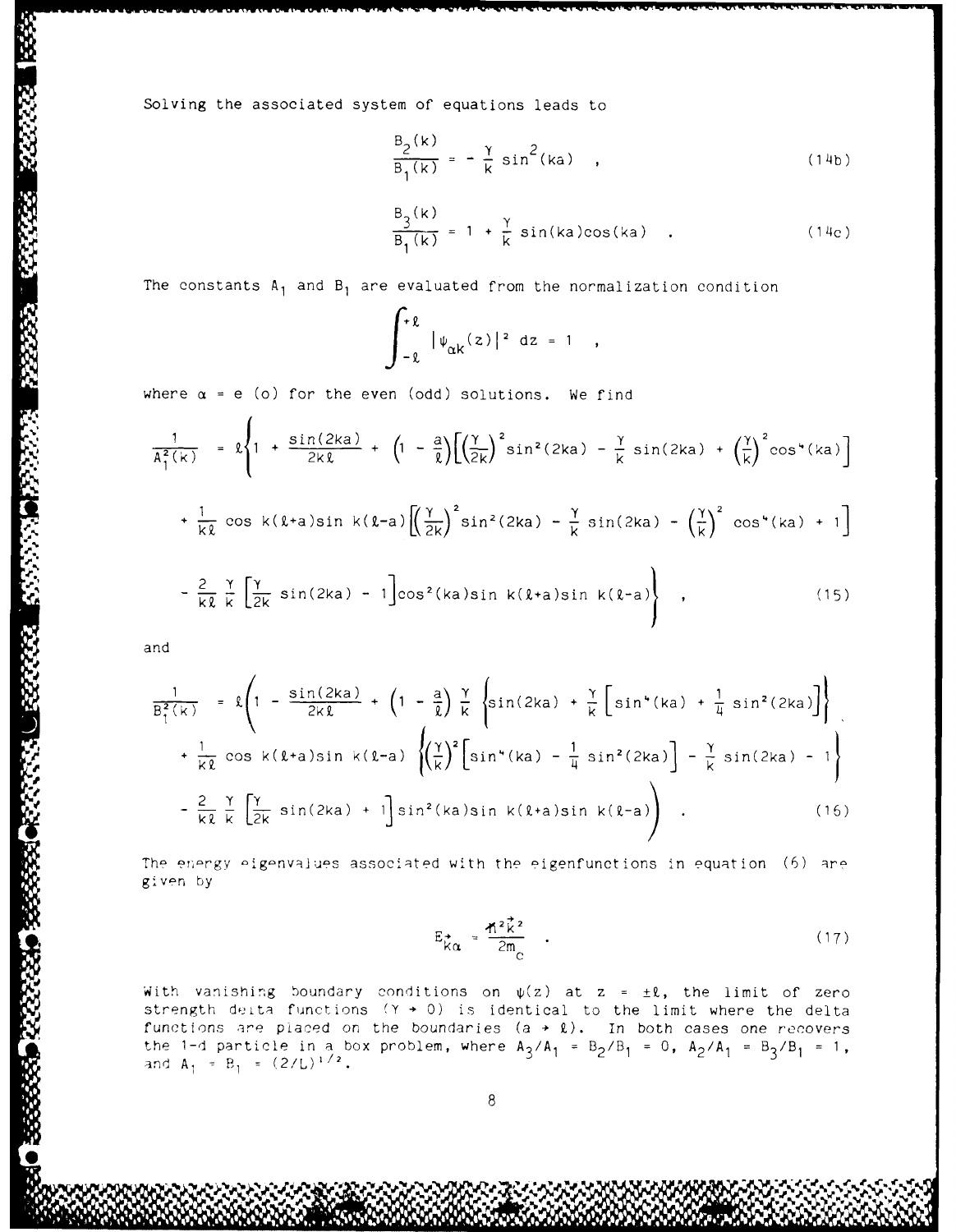Solving the associated system of equations leads to

$$\frac{B_2(k)}{B_1(k)} = -\frac{\gamma}{k}\sin^2(ka) \quad , \tag{14b}$$

$$\frac{B_3(k)}{B_1(k)} = 1 + \frac{\gamma}{k}\sin(ka)\cos(ka) \quad . \tag{14c}$$

The constants $A_1$ and $B_1$ are evaluated from the normalization condition

$$\int_{-\ell}^{+\ell} |\psi_{\alpha k}(z)|^2 \, dz = 1 \quad ,$$

where $\alpha$ = e (o) for the even (odd) solutions. We find

$$\begin{aligned}
\frac{1}{A_1^2(k)} = \ell\Bigg\{1 &+ \frac{\sin(2ka)}{2k\ell} + \left(1 - \frac{a}{\ell}\right)\left[\left(\frac{\gamma}{2k}\right)^2\sin^2(2ka) - \frac{\gamma}{k}\sin(2ka) + \left(\frac{\gamma}{k}\right)^2\cos^4(ka)\right] \\
&+ \frac{1}{k\ell}\cos k(\ell+a)\sin k(\ell-a)\left[\left(\frac{\gamma}{2k}\right)^2\sin^2(2ka) - \frac{\gamma}{k}\sin(2ka) - \left(\frac{\gamma}{k}\right)^2\cos^4(ka) + 1\right] \\
&- \frac{2}{k\ell}\frac{\gamma}{k}\left[\frac{\gamma}{2k}\sin(2ka) - 1\right]\cos^2(ka)\sin k(\ell+a)\sin k(\ell-a)\Bigg\} \quad ,
\end{aligned} \tag{15}$$

and

$$\begin{aligned}
\frac{1}{B_1^2(k)} = \ell\Bigg(1 &- \frac{\sin(2ka)}{2k\ell} + \left(1 - \frac{a}{\ell}\right)\frac{\gamma}{k}\left\{\sin(2ka) + \frac{\gamma}{k}\left[\sin^4(ka) + \frac{1}{4}\sin^2(2ka)\right]\right\} \\
&+ \frac{1}{k\ell}\cos k(\ell+a)\sin k(\ell-a)\left\{\left(\frac{\gamma}{k}\right)^2\left[\sin^4(ka) - \frac{1}{4}\sin^2(2ka)\right] - \frac{\gamma}{k}\sin(2ka) - 1\right\} \\
&- \frac{2}{k\ell}\frac{\gamma}{k}\left[\frac{\gamma}{2k}\sin(2ka) + 1\right]\sin^2(ka)\sin k(\ell+a)\sin k(\ell-a)\Bigg) \quad .
\end{aligned} \tag{16}$$

The energy eigenvalues associated with the eigenfunctions in equation (6) are given by

$$E_{\vec{k}\alpha} = \frac{\hbar^2 \vec{k}^2}{2m_c} \quad . \tag{17}$$

With vanishing boundary conditions on $\psi(z)$ at $z = \pm\ell$, the limit of zero strength delta functions ($\gamma \rightarrow 0$) is identical to the limit where the delta functions are placed on the boundaries ($a \rightarrow \ell$). In both cases one recovers the 1-d particle in a box problem, where $A_3/A_1 = B_2/B_1 = 0$, $A_2/A_1 = B_3/B_1 = 1$, and $A_1 = B_1 = (2/L)^{1/2}$.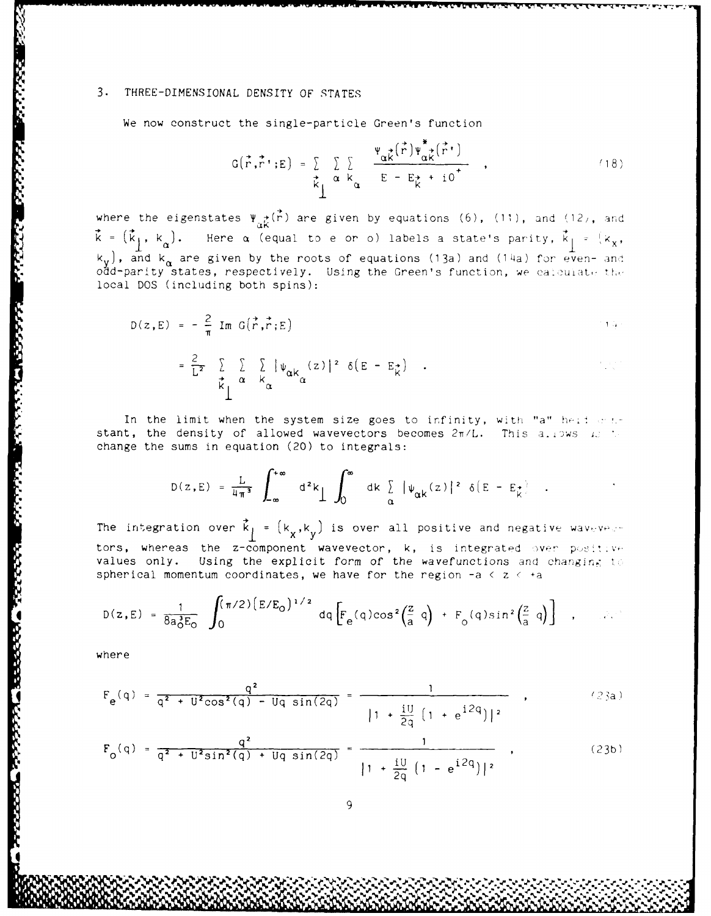## 3. THREE-DIMENSIONAL DENSITY OF STATES

We now construct the single-particle Green's function

$$G(\vec{r},\vec{r}\,';E) = \sum_{\vec{k}_\perp} \sum_{\alpha} \sum_{k_\alpha} \frac{\Psi_{\alpha\vec{k}}(\vec{r})\Psi^*_{\alpha\vec{k}}(\vec{r}\,')}{E - E_{\vec{k}} + i0^+} \quad , \tag{18}$$

where the eigenstates $\Psi_{\alpha\vec{k}}(\vec{r})$ are given by equations (6), (11), and (12), and $\vec{k} = (\vec{k}_\perp, k_\alpha)$. Here $\alpha$ (equal to e or o) labels a state's parity, $\vec{k}_\perp = (k_x, k_y)$, and $k_\alpha$ are given by the roots of equations (13a) and (14a) for even- and odd-parity states, respectively. Using the Green's function, we calculate the local DOS (including both spins):

$$D(z,E) = -\frac{2}{\pi}\,\mathrm{Im}\,G(\vec{r},\vec{r};E) \tag{19}$$

$$= \frac{2}{L^2} \sum_{\vec{k}_\perp} \sum_{\alpha} \sum_{k_\alpha} |\psi_{\alpha k_\alpha}(z)|^2\,\delta(E - E_{\vec{k}}) \quad . \tag{20}$$

In the limit when the system size goes to infinity, with "a" held constant, the density of allowed wavevectors becomes $2\pi/L$. This allows us to change the sums in equation (20) to integrals:

$$D(z,E) = \frac{L}{4\pi^3} \int_{-\infty}^{+\infty} d^2k_\perp \int_0^\infty dk \sum_\alpha |\psi_{\alpha k}(z)|^2\,\delta(E - E_{\vec{k}}) \quad .$$

The integration over $\vec{k}_\perp = (k_x,k_y)$ is over all positive and negative wavevectors, whereas the z-component wavevector, k, is integrated over positive values only. Using the explicit form of the wavefunctions and changing to spherical momentum coordinates, we have for the region $-a < z < +a$

$$D(z,E) = \frac{1}{8a_0^3E_0} \int_0^{(\pi/2)(E/E_0)^{1/2}} dq \left[F_e(q)\cos^2\!\left(\frac{z}{a}\,q\right) + F_o(q)\sin^2\!\left(\frac{z}{a}\,q\right)\right] \quad , \tag{22}$$

where

$$F_e(q) = \frac{q^2}{q^2 + U^2\cos^2(q) - Uq\sin(2q)} = \frac{1}{\left|1 + \frac{iU}{2q}\left(1 + e^{i2q}\right)\right|^2} \quad , \tag{23a}$$

$$F_o(q) = \frac{q^2}{q^2 + U^2\sin^2(q) + Uq\sin(2q)} = \frac{1}{\left|1 + \frac{iU}{2q}\left(1 - e^{i2q}\right)\right|^2} \quad , \tag{23b}$$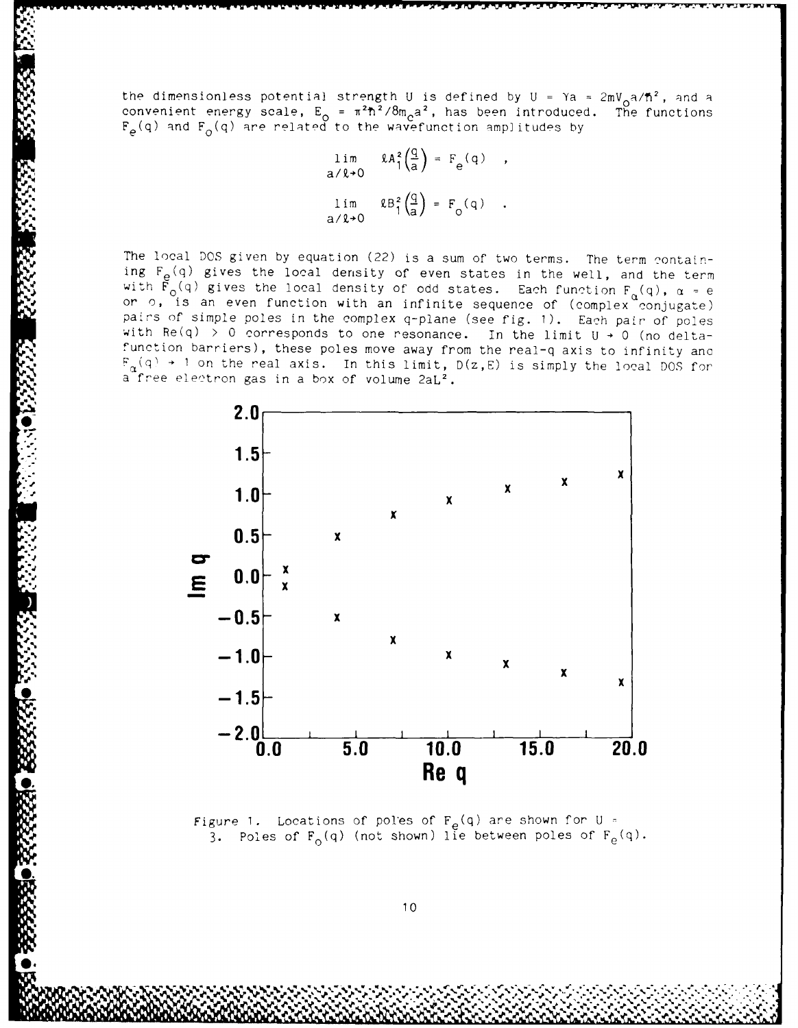the dimensionless potential strength U is defined by $U = \gamma a = 2mV_0 a/\hbar^2$, and a convenient energy scale, $E_0 = \pi^2\hbar^2/8m_c a^2$, has been introduced. The functions $F_e(q)$ and $F_o(q)$ are related to the wavefunction amplitudes by

$$\lim_{a/\ell \to 0} \ell A_1^2\left(\frac{q}{a}\right) = F_e(q) \quad ,$$

$$\lim_{a/\ell \to 0} \ell B_1^2\left(\frac{q}{a}\right) = F_o(q) \quad .$$

The local DOS given by equation (22) is a sum of two terms. The term containing $F_e(q)$ gives the local density of even states in the well, and the term with $F_o(q)$ gives the local density of odd states. Each function $F_\alpha(q)$, $\alpha = e$ or o, is an even function with an infinite sequence of (complex conjugate) pairs of simple poles in the complex q-plane (see fig. 1). Each pair of poles with $\mathrm{Re}(q) > 0$ corresponds to one resonance. In the limit $U \to 0$ (no delta-function barriers), these poles move away from the real-q axis to infinity and $F_\alpha(q) \to 1$ on the real axis. In this limit, $D(z,E)$ is simply the local DOS for a free electron gas in a box of volume $2aL^2$.

Im q

2.0
1.5
1.0
0.5
0.0
−0.5
−1.0
−1.5
−2.0

0.0
5.0
10.0
15.0
20.0

Re q

Figure 1. Locations of poles of $F_e(q)$ are shown for U = 3. Poles of $F_o(q)$ (not shown) lie between poles of $F_e(q)$.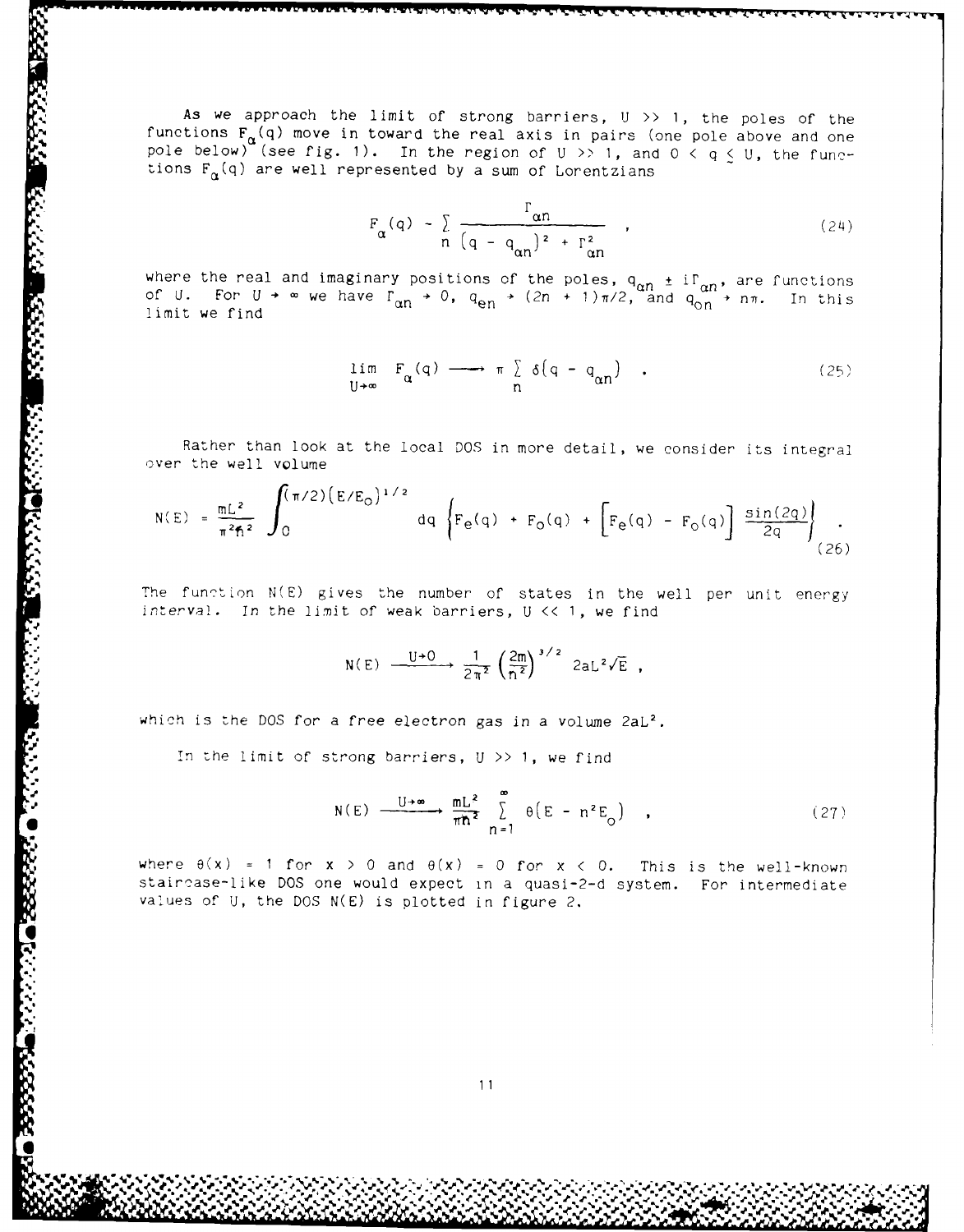As we approach the limit of strong barriers, $U >> 1$, the poles of the functions $F_\alpha(q)$ move in toward the real axis in pairs (one pole above and one pole below) (see fig. 1). In the region of $U >> 1$, and $0 < q \lesssim U$, the functions $F_\alpha(q)$ are well represented by a sum of Lorentzians

$$F_\alpha(q) \sim \sum_n \frac{\Gamma_{\alpha n}}{(q - q_{\alpha n})^2 + \Gamma_{\alpha n}^2} \quad , \tag{24}$$

where the real and imaginary positions of the poles, $q_{\alpha n} \pm i\Gamma_{\alpha n}$, are functions of $U$. For $U \to \infty$ we have $\Gamma_{\alpha n} \to 0$, $q_{en} \to (2n + 1)\pi/2$, and $q_{On} \to n\pi$. In this limit we find

$$\lim_{U\to\infty} F_\alpha(q) \longrightarrow \pi \sum_n \delta(q - q_{\alpha n}) \quad . \tag{25}$$

Rather than look at the local DOS in more detail, we consider its integral over the well volume

$$N(E) = \frac{mL^2}{\pi^2\hbar^2} \int_0^{(\pi/2)(E/E_O)^{1/2}} dq \left\{F_e(q) + F_O(q) + \left[F_e(q) - F_O(q)\right] \frac{\sin(2q)}{2q}\right\} \quad . \tag{26}$$

The function $N(E)$ gives the number of states in the well per unit energy interval. In the limit of weak barriers, $U << 1$, we find

$$N(E) \xrightarrow{U\to 0} \frac{1}{2\pi^2} \left(\frac{2m}{\hbar^2}\right)^{3/2} 2aL^2\sqrt{E} \ ,$$

which is the DOS for a free electron gas in a volume $2aL^2$.

In the limit of strong barriers, $U >> 1$, we find

$$N(E) \xrightarrow{U\to\infty} \frac{mL^2}{\pi\hbar^2} \sum_{n=1}^{\infty} \theta\left(E - n^2E_O\right) \quad , \tag{27}$$

where $\theta(x) = 1$ for $x > 0$ and $\theta(x) = 0$ for $x < 0$. This is the well-known staircase-like DOS one would expect in a quasi-2-d system. For intermediate values of $U$, the DOS $N(E)$ is plotted in figure 2.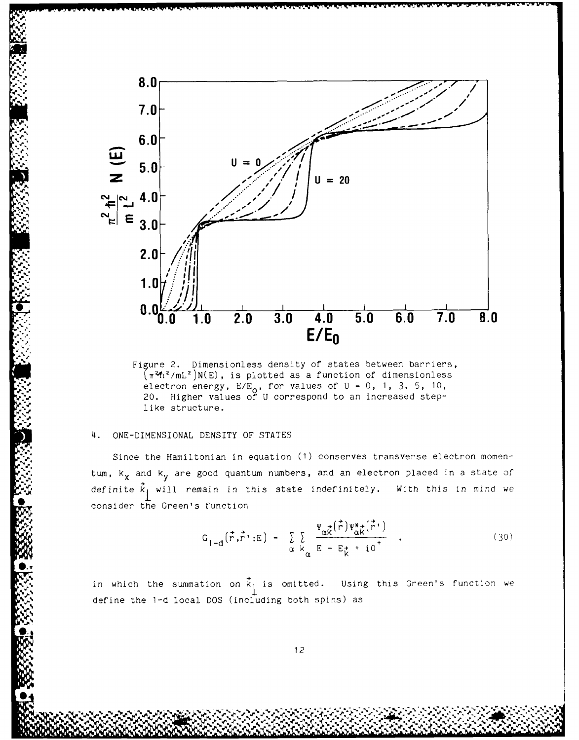8.0
7.0
6.0
5.0
4.0
3.0
2.0
1.0
0.0

$\frac{\pi^2\hbar^2}{mL^2}$ N (E)

U = 0

U = 20

0.0 1.0 2.0 3.0 4.0 5.0 6.0 7.0 8.0

$E/E_0$

Figure 2. Dimensionless density of states between barriers, $(\pi^2\hbar^2/mL^2)N(E)$, is plotted as a function of dimensionless electron energy, $E/E_0$, for values of U = 0, 1, 3, 5, 10, 20. Higher values of U correspond to an increased step-like structure.

## 4. ONE-DIMENSIONAL DENSITY OF STATES

Since the Hamiltonian in equation (1) conserves transverse electron momentum, $k_x$ and $k_y$ are good quantum numbers, and an electron placed in a state of definite $\vec{k}_\perp$ will remain in this state indefinitely. With this in mind we consider the Green's function

$$G_{1-d}(\vec{r},\vec{r}\,';E) = \sum_{\alpha}\sum_{k_\alpha} \frac{\Psi_{\alpha\vec{k}}(\vec{r})\Psi^*_{\alpha\vec{k}}(\vec{r}\,')}{E - E_{\vec{k}} + i0^+} , \tag{30}$$

in which the summation on $\vec{k}_\perp$ is omitted. Using this Green's function we define the 1-d local DOS (including both spins) as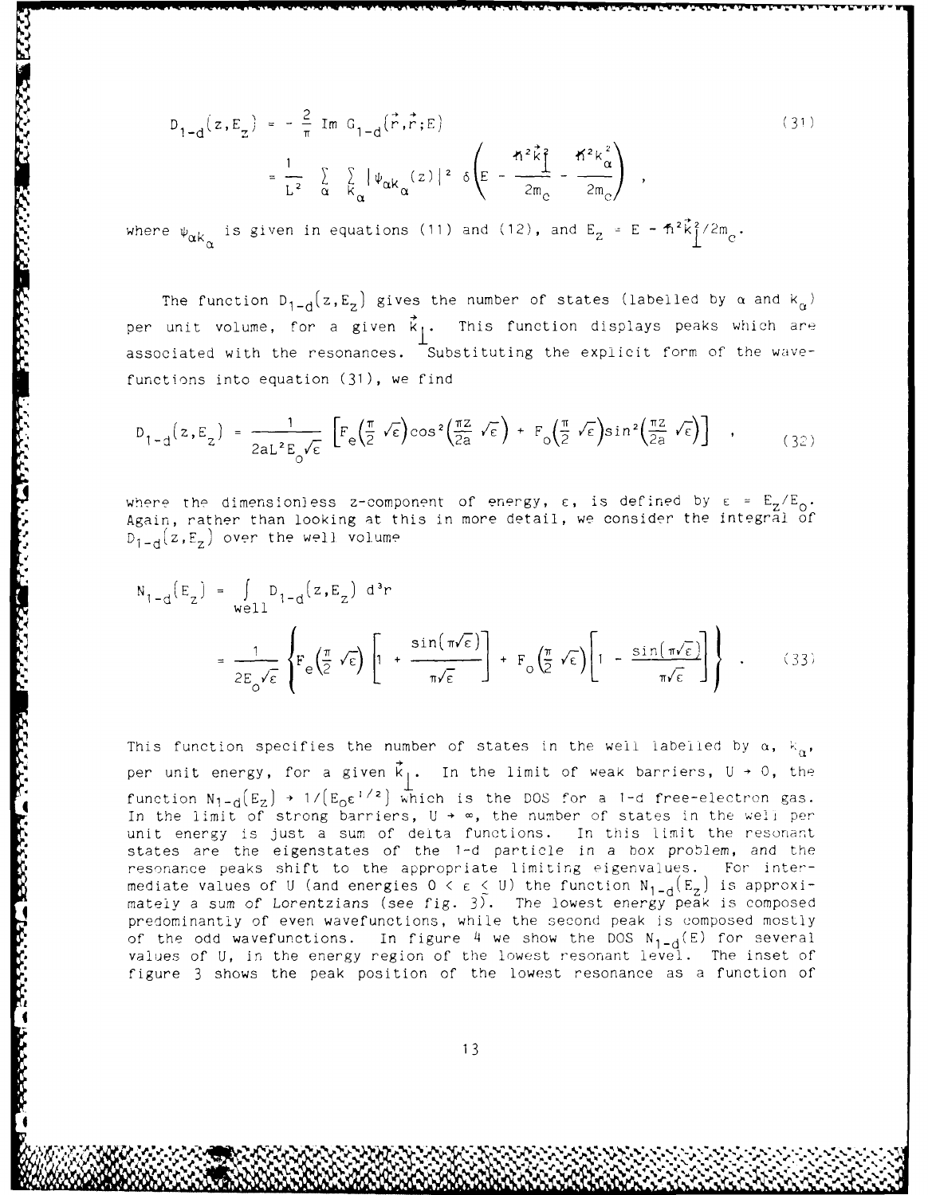$$D_{1-d}(z,E_z) = -\frac{2}{\pi}\,\mathrm{Im}\,G_{1-d}(\vec{r},\vec{r};E) \tag{31}$$

$$= \frac{1}{L^2}\sum_{\alpha}\sum_{k_\alpha}|\psi_{\alpha k_\alpha}(z)|^2\,\delta\!\left(E - \frac{\hbar^2\vec{k}_\perp^2}{2m_c} - \frac{\hbar^2 k_\alpha^2}{2m_c}\right) ,$$

where $\psi_{\alpha k_\alpha}$ is given in equations (11) and (12), and $E_z = E - \hbar^2\vec{k}_\perp^2/2m_c$.

The function $D_{1-d}(z,E_z)$ gives the number of states (labelled by $\alpha$ and $k_\alpha$) per unit volume, for a given $\vec{k}_\perp$. This function displays peaks which are associated with the resonances. Substituting the explicit form of the wavefunctions into equation (31), we find

$$D_{1-d}(z,E_z) = \frac{1}{2aL^2E_0\sqrt{\varepsilon}}\left[F_e\!\left(\frac{\pi}{2}\sqrt{\varepsilon}\right)\cos^2\!\left(\frac{\pi z}{2a}\sqrt{\varepsilon}\right) + F_o\!\left(\frac{\pi}{2}\sqrt{\varepsilon}\right)\sin^2\!\left(\frac{\pi z}{2a}\sqrt{\varepsilon}\right)\right] , \tag{32}$$

where the dimensionless z-component of energy, $\varepsilon$, is defined by $\varepsilon = E_z/E_0$. Again, rather than looking at this in more detail, we consider the integral of $D_{1-d}(z,E_z)$ over the well volume

$$N_{1-d}(E_z) = \int_{\text{well}} D_{1-d}(z,E_z)\,d^3r$$

$$= \frac{1}{2E_0\sqrt{\varepsilon}}\left\{F_e\!\left(\frac{\pi}{2}\sqrt{\varepsilon}\right)\left[1 + \frac{\sin(\pi\sqrt{\varepsilon})}{\pi\sqrt{\varepsilon}}\right] + F_o\!\left(\frac{\pi}{2}\sqrt{\varepsilon}\right)\left[1 - \frac{\sin(\pi\sqrt{\varepsilon})}{\pi\sqrt{\varepsilon}}\right]\right\} . \tag{33}$$

This function specifies the number of states in the well labelled by $\alpha$, $k_\alpha$, per unit energy, for a given $\vec{k}_\perp$. In the limit of weak barriers, $U \to 0$, the function $N_{1-d}(E_Z) \to 1/(E_0\varepsilon^{1/2})$ which is the DOS for a 1-d free-electron gas. In the limit of strong barriers, $U \to \infty$, the number of states in the well per unit energy is just a sum of delta functions. In this limit the resonant states are the eigenstates of the 1-d particle in a box problem, and the resonance peaks shift to the appropriate limiting eigenvalues. For intermediate values of U (and energies $0 < \varepsilon \le U$) the function $N_{1-d}(E_Z)$ is approximately a sum of Lorentzians (see fig. 3). The lowest energy peak is composed predominantly of even wavefunctions, while the second peak is composed mostly of the odd wavefunctions. In figure 4 we show the DOS $N_{1-d}(E)$ for several values of U, in the energy region of the lowest resonant level. The inset of figure 3 shows the peak position of the lowest resonance as a function of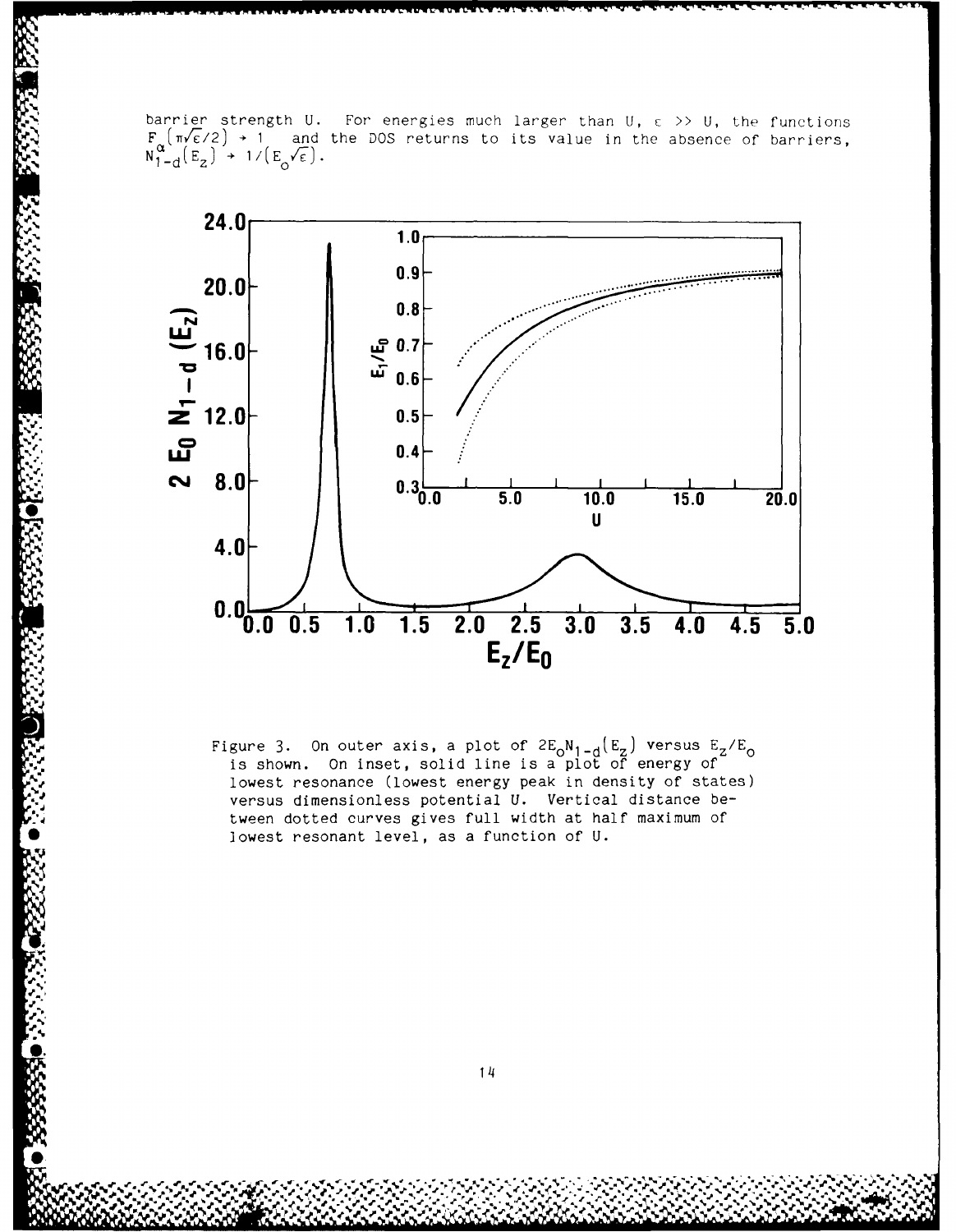barrier strength U. For energies much larger than U, $\varepsilon >> U$, the functions $F_\alpha(\pi\sqrt{\varepsilon}/2) \rightarrow 1$ and the DOS returns to its value in the absence of barriers, $N^\alpha_{1-d}(E_z) \rightarrow 1/(E_o\sqrt{\varepsilon})$.

24.0
20.0
16.0
12.0
8.0
4.0
0.0
$2 E_0 N_{1-d} (E_z)$
0.0 0.5 1.0 1.5 2.0 2.5 3.0 3.5 4.0 4.5 5.0
$E_z/E_0$

1.0
0.9
0.8
0.7
0.6
0.5
0.4
0.3
$E_1/E_0$
0.0 5.0 10.0 15.0 20.0
U

Figure 3. On outer axis, a plot of $2E_oN_{1-d}(E_z)$ versus $E_z/E_o$ is shown. On inset, solid line is a plot of energy of lowest resonance (lowest energy peak in density of states) versus dimensionless potential U. Vertical distance between dotted curves gives full width at half maximum of lowest resonant level, as a function of U.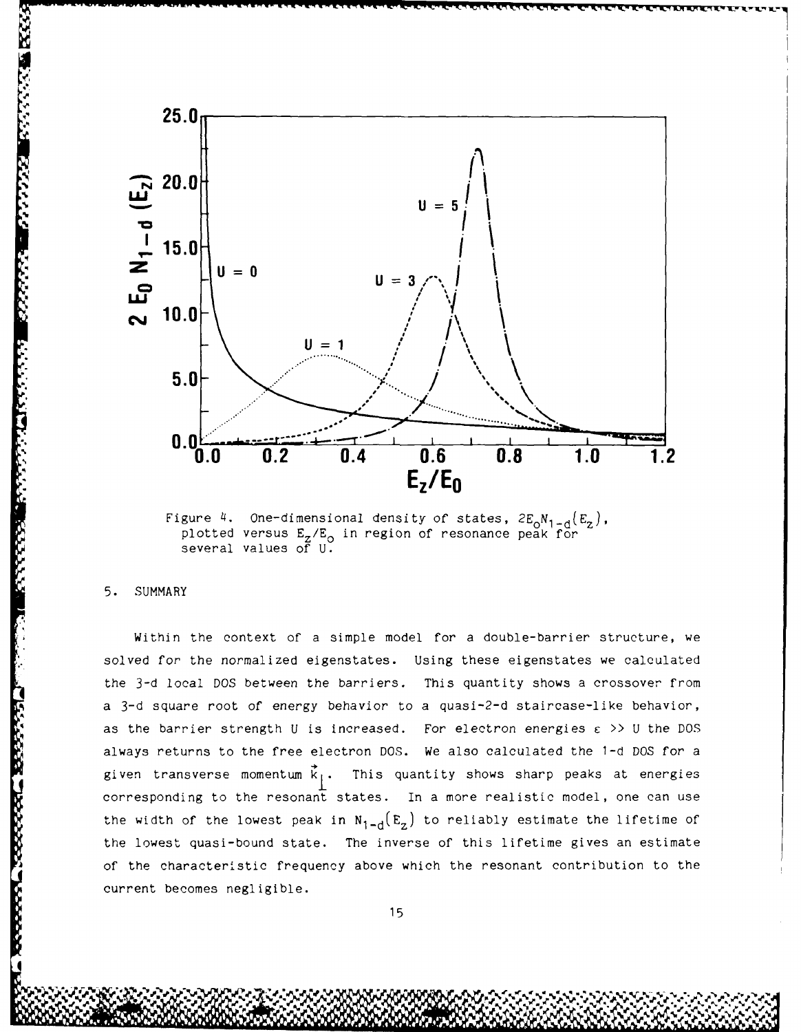25.0

20.0

15.0

10.0

5.0

0.0

0.0 0.2 0.4 0.6 0.8 1.0 1.2

$2 E_0 N_{1-d} (E_z)$

$E_z/E_0$

U = 0

U = 1

U = 3

U = 5

Figure 4. One-dimensional density of states, $2E_0N_{1-d}(E_z)$, plotted versus $E_z/E_0$ in region of resonance peak for several values of U.

## 5. SUMMARY

Within the context of a simple model for a double-barrier structure, we solved for the normalized eigenstates. Using these eigenstates we calculated the 3-d local DOS between the barriers. This quantity shows a crossover from a 3-d square root of energy behavior to a quasi-2-d staircase-like behavior, as the barrier strength U is increased. For electron energies $\varepsilon \gg U$ the DOS always returns to the free electron DOS. We also calculated the 1-d DOS for a given transverse momentum $\vec{k}_{\perp}$. This quantity shows sharp peaks at energies corresponding to the resonant states. In a more realistic model, one can use the width of the lowest peak in $N_{1-d}(E_z)$ to reliably estimate the lifetime of the lowest quasi-bound state. The inverse of this lifetime gives an estimate of the characteristic frequency above which the resonant contribution to the current becomes negligible.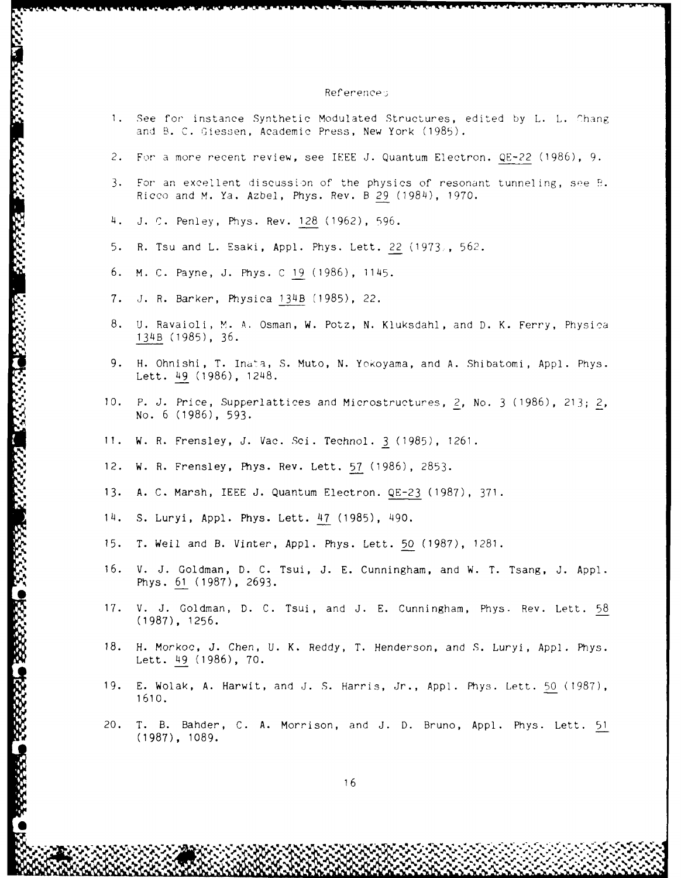## References

1. See for instance Synthetic Modulated Structures, edited by L. L. Chang and B. C. Giessen, Academic Press, New York (1985).

2. For a more recent review, see IEEE J. Quantum Electron. QE-22 (1986), 9.

3. For an excellent discussion of the physics of resonant tunneling, see B. Ricco and M. Ya. Azbel, Phys. Rev. B 29 (1984), 1970.

4. J. C. Penley, Phys. Rev. 128 (1962), 596.

5. R. Tsu and L. Esaki, Appl. Phys. Lett. 22 (1973), 562.

6. M. C. Payne, J. Phys. C 19 (1986), 1145.

7. J. R. Barker, Physica 134B (1985), 22.

8. U. Ravaioli, M. A. Osman, W. Potz, N. Kluksdahl, and D. K. Ferry, Physica 134B (1985), 36.

9. H. Ohnishi, T. Inata, S. Muto, N. Yokoyama, and A. Shibatomi, Appl. Phys. Lett. 49 (1986), 1248.

10. P. J. Price, Supperlattices and Microstructures, 2, No. 3 (1986), 213; 2, No. 6 (1986), 593.

11. W. R. Frensley, J. Vac. Sci. Technol. 3 (1985), 1261.

12. W. R. Frensley, Phys. Rev. Lett. 57 (1986), 2853.

13. A. C. Marsh, IEEE J. Quantum Electron. QE-23 (1987), 371.

14. S. Luryi, Appl. Phys. Lett. 47 (1985), 490.

15. T. Weil and B. Vinter, Appl. Phys. Lett. 50 (1987), 1281.

16. V. J. Goldman, D. C. Tsui, J. E. Cunningham, and W. T. Tsang, J. Appl. Phys. 61 (1987), 2693.

17. V. J. Goldman, D. C. Tsui, and J. E. Cunningham, Phys. Rev. Lett. 58 (1987), 1256.

18. H. Morkoc, J. Chen, U. K. Reddy, T. Henderson, and S. Luryi, Appl. Phys. Lett. 49 (1986), 70.

19. E. Wolak, A. Harwit, and J. S. Harris, Jr., Appl. Phys. Lett. 50 (1987), 1610.

20. T. B. Bahder, C. A. Morrison, and J. D. Bruno, Appl. Phys. Lett. 51 (1987), 1089.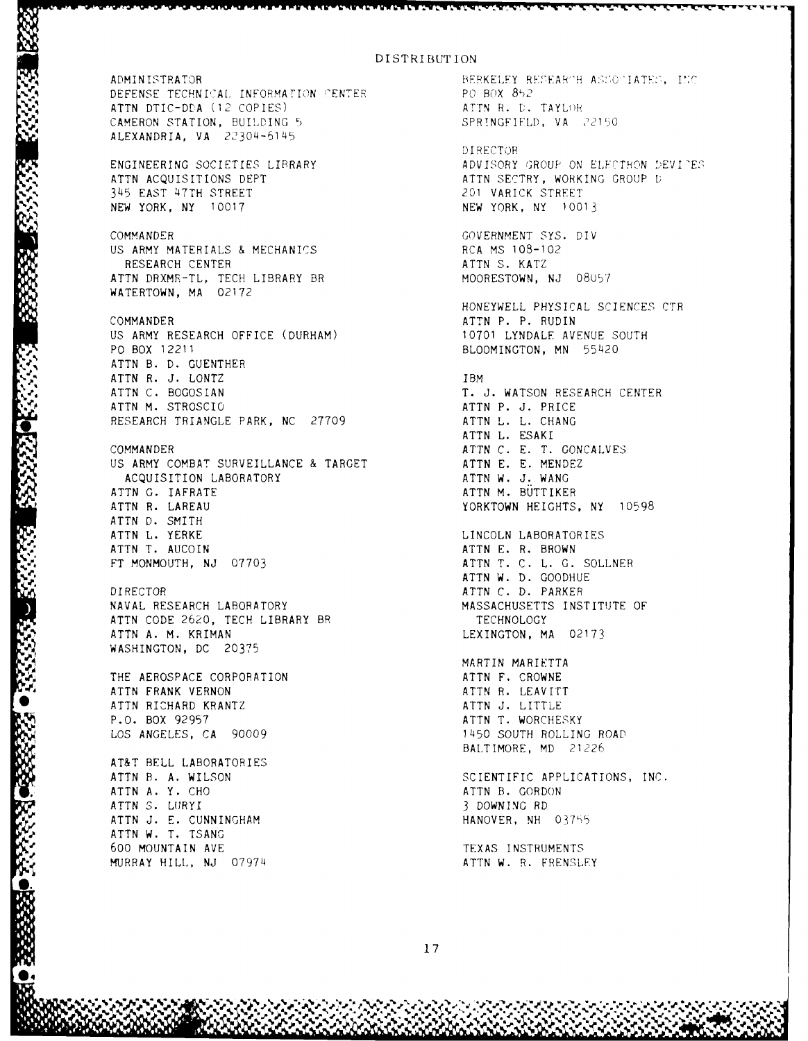DISTRIBUTION

ADMINISTRATOR
DEFENSE TECHNICAL INFORMATION CENTER
ATTN DTIC-DDA (12 COPIES)
CAMERON STATION, BUILDING 5
ALEXANDRIA, VA 22304-6145

ENGINEERING SOCIETIES LIBRARY
ATTN ACQUISITIONS DEPT
345 EAST 47TH STREET
NEW YORK, NY 10017

COMMANDER
US ARMY MATERIALS & MECHANICS
RESEARCH CENTER
ATTN DRXMR-TL, TECH LIBRARY BR
WATERTOWN, MA 02172

COMMANDER
US ARMY RESEARCH OFFICE (DURHAM)
PO BOX 12211
ATTN B. D. GUENTHER
ATTN R. J. LONTZ
ATTN C. BOGOSIAN
ATTN M. STROSCIO
RESEARCH TRIANGLE PARK, NC 27709

COMMANDER
US ARMY COMBAT SURVEILLANCE & TARGET
ACQUISITION LABORATORY
ATTN G. IAFRATE
ATTN R. LAREAU
ATTN D. SMITH
ATTN L. YERKE
ATTN T. AUCOIN
FT MONMOUTH, NJ 07703

DIRECTOR
NAVAL RESEARCH LABORATORY
ATTN CODE 2620, TECH LIBRARY BR
ATTN A. M. KRIMAN
WASHINGTON, DC 20375

THE AEROSPACE CORPORATION
ATTN FRANK VERNON
ATTN RICHARD KRANTZ
P.O. BOX 92957
LOS ANGELES, CA 90009

AT&T BELL LABORATORIES
ATTN B. A. WILSON
ATTN A. Y. CHO
ATTN S. LURYI
ATTN J. E. CUNNINGHAM
ATTN W. T. TSANG
600 MOUNTAIN AVE
MURRAY HILL, NJ 07974

BERKELEY RESEARCH ASSOCIATES, INC
PO BOX 852
ATTN R. D. TAYLOR
SPRINGFIELD, VA 22150

DIRECTOR
ADVISORY GROUP ON ELECTRON DEVICES
ATTN SECTRY, WORKING GROUP D
201 VARICK STREET
NEW YORK, NY 10013

GOVERNMENT SYS. DIV
RCA MS 108-102
ATTN S. KATZ
MOORESTOWN, NJ 08057

HONEYWELL PHYSICAL SCIENCES CTR
ATTN P. P. RUDIN
10701 LYNDALE AVENUE SOUTH
BLOOMINGTON, MN 55420

IBM
T. J. WATSON RESEARCH CENTER
ATTN P. J. PRICE
ATTN L. L. CHANG
ATTN L. ESAKI
ATTN C. E. T. GONCALVES
ATTN E. E. MENDEZ
ATTN W. J. WANG
ATTN M. BÜTTIKER
YORKTOWN HEIGHTS, NY 10598

LINCOLN LABORATORIES
ATTN E. R. BROWN
ATTN T. C. L. G. SOLLNER
ATTN W. D. GOODHUE
ATTN C. D. PARKER
MASSACHUSETTS INSTITUTE OF
TECHNOLOGY
LEXINGTON, MA 02173

MARTIN MARIETTA
ATTN F. CROWNE
ATTN R. LEAVITT
ATTN J. LITTLE
ATTN T. WORCHESKY
1450 SOUTH ROLLING ROAD
BALTIMORE, MD 21226

SCIENTIFIC APPLICATIONS, INC.
ATTN B. GORDON
3 DOWNING RD
HANOVER, NH 03755

TEXAS INSTRUMENTS
ATTN W. R. FRENSLEY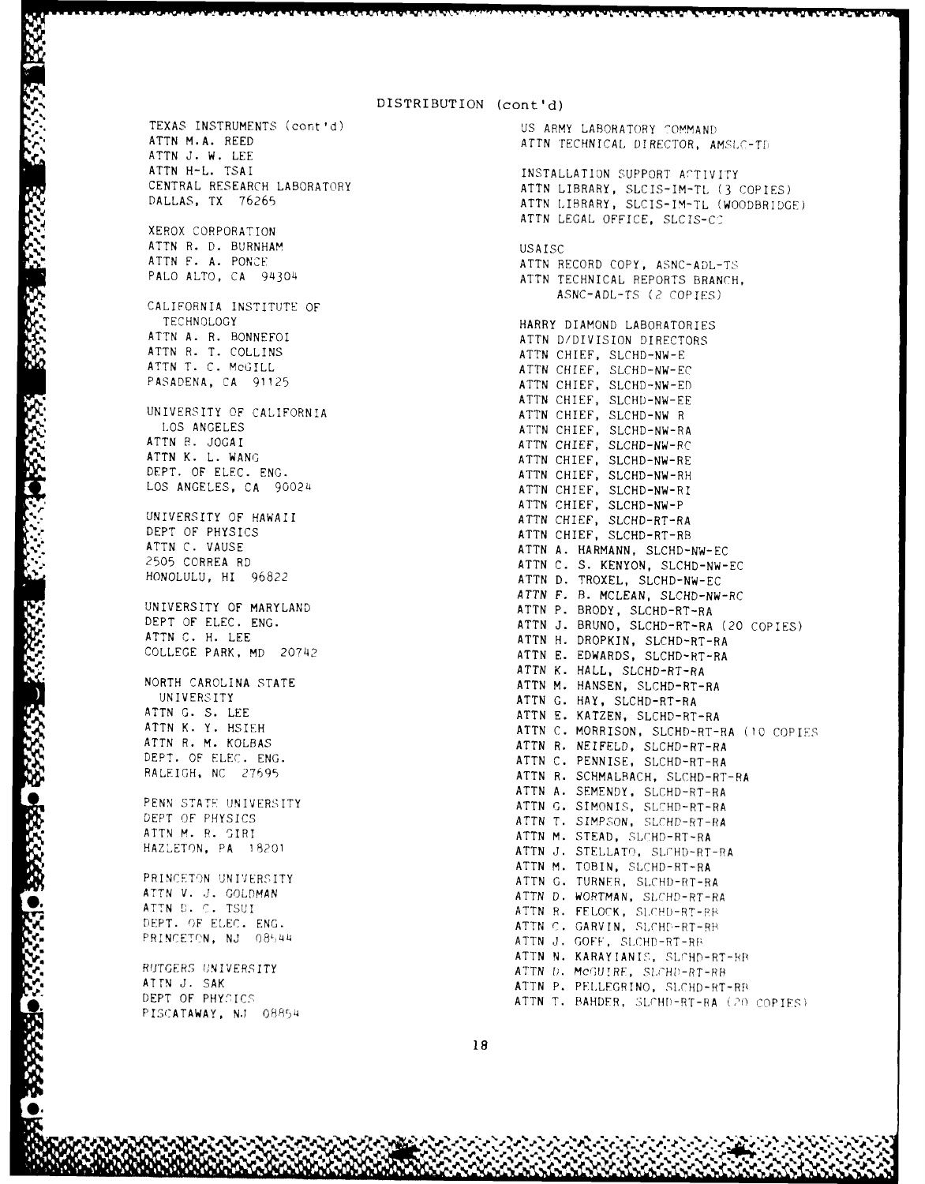DISTRIBUTION (cont'd)

TEXAS INSTRUMENTS (cont'd)
ATTN M.A. REED
ATTN J. W. LEE
ATTN H-L. TSAI
CENTRAL RESEARCH LABORATORY
DALLAS, TX 76265

XEROX CORPORATION
ATTN R. D. BURNHAM
ATTN F. A. PONCE
PALO ALTO, CA 94304

CALIFORNIA INSTITUTE OF TECHNOLOGY
ATTN A. R. BONNEFOI
ATTN R. T. COLLINS
ATTN T. C. McGILL
PASADENA, CA 91125

UNIVERSITY OF CALIFORNIA LOS ANGELES
ATTN B. JOGAI
ATTN K. L. WANG
DEPT. OF ELEC. ENG.
LOS ANGELES, CA 90024

UNIVERSITY OF HAWAII
DEPT OF PHYSICS
ATTN C. VAUSE
2505 CORREA RD
HONOLULU, HI 96822

UNIVERSITY OF MARYLAND
DEPT OF ELEC. ENG.
ATTN C. H. LEE
COLLEGE PARK, MD 20742

NORTH CAROLINA STATE UNIVERSITY
ATTN G. S. LEE
ATTN K. Y. HSIEH
ATTN R. M. KOLBAS
DEPT. OF ELEC. ENG.
RALEIGH, NC 27695

PENN STATE UNIVERSITY
DEPT OF PHYSICS
ATTN M. R. GIRI
HAZLETON, PA 18201

PRINCETON UNIVERSITY
ATTN V. J. GOLDMAN
ATTN D. C. TSUI
DEPT. OF ELEC. ENG.
PRINCETON, NJ 08544

RUTGERS UNIVERSITY
ATTN J. SAK
DEPT OF PHYSICS
PISCATAWAY, NJ 08854

US ARMY LABORATORY COMMAND
ATTN TECHNICAL DIRECTOR, AMSLC-TD

INSTALLATION SUPPORT ACTIVITY
ATTN LIBRARY, SLCIS-IM-TL (3 COPIES)
ATTN LIBRARY, SLCIS-IM-TL (WOODBRIDGE)
ATTN LEGAL OFFICE, SLCIS-CC

USAISC
ATTN RECORD COPY, ASNC-ADL-TS
ATTN TECHNICAL REPORTS BRANCH, ASNC-ADL-TS (2 COPIES)

HARRY DIAMOND LABORATORIES
ATTN D/DIVISION DIRECTORS
ATTN CHIEF, SLCHD-NW-E
ATTN CHIEF, SLCHD-NW-EC
ATTN CHIEF, SLCHD-NW-ED
ATTN CHIEF, SLCHD-NW-EE
ATTN CHIEF, SLCHD-NW R
ATTN CHIEF, SLCHD-NW-RA
ATTN CHIEF, SLCHD-NW-RC
ATTN CHIEF, SLCHD-NW-RE
ATTN CHIEF, SLCHD-NW-RH
ATTN CHIEF, SLCHD-NW-RI
ATTN CHIEF, SLCHD-NW-P
ATTN CHIEF, SLCHD-RT-RA
ATTN CHIEF, SLCHD-RT-RB
ATTN A. HARMANN, SLCHD-NW-EC
ATTN C. S. KENYON, SLCHD-NW-EC
ATTN D. TROXEL, SLCHD-NW-EC
ATTN F. B. MCLEAN, SLCHD-NW-RC
ATTN P. BRODY, SLCHD-RT-RA
ATTN J. BRUNO, SLCHD-RT-RA (20 COPIES)
ATTN H. DROPKIN, SLCHD-RT-RA
ATTN E. EDWARDS, SLCHD-RT-RA
ATTN K. HALL, SLCHD-RT-RA
ATTN M. HANSEN, SLCHD-RT-RA
ATTN G. HAY, SLCHD-RT-RA
ATTN E. KATZEN, SLCHD-RT-RA
ATTN C. MORRISON, SLCHD-RT-RA (10 COPIES
ATTN R. NEIFELD, SLCHD-RT-RA
ATTN C. PENNISE, SLCHD-RT-RA
ATTN R. SCHMALBACH, SLCHD-RT-RA
ATTN A. SEMENDY, SLCHD-RT-RA
ATTN G. SIMONIS, SLCHD-RT-RA
ATTN T. SIMPSON, SLCHD-RT-RA
ATTN M. STEAD, SLCHD-RT-RA
ATTN J. STELLATO, SLCHD-RT-RA
ATTN M. TOBIN, SLCHD-RT-RA
ATTN G. TURNER, SLCHD-RT-RA
ATTN D. WORTMAN, SLCHD-RT-RA
ATTN R. FELOCK, SLCHD-RT-RB
ATTN C. GARVIN, SLCHD-RT-RB
ATTN J. GOFF, SLCHD-RT-RB
ATTN N. KARAYIANIS, SLCHD-RT-RB
ATTN D. McGUIRE, SLCHD-RT-RB
ATTN P. PELLEGRINO, SLCHD-RT-RB
ATTN T. BAHDER, SLCHD-RT-RA (20 COPIES)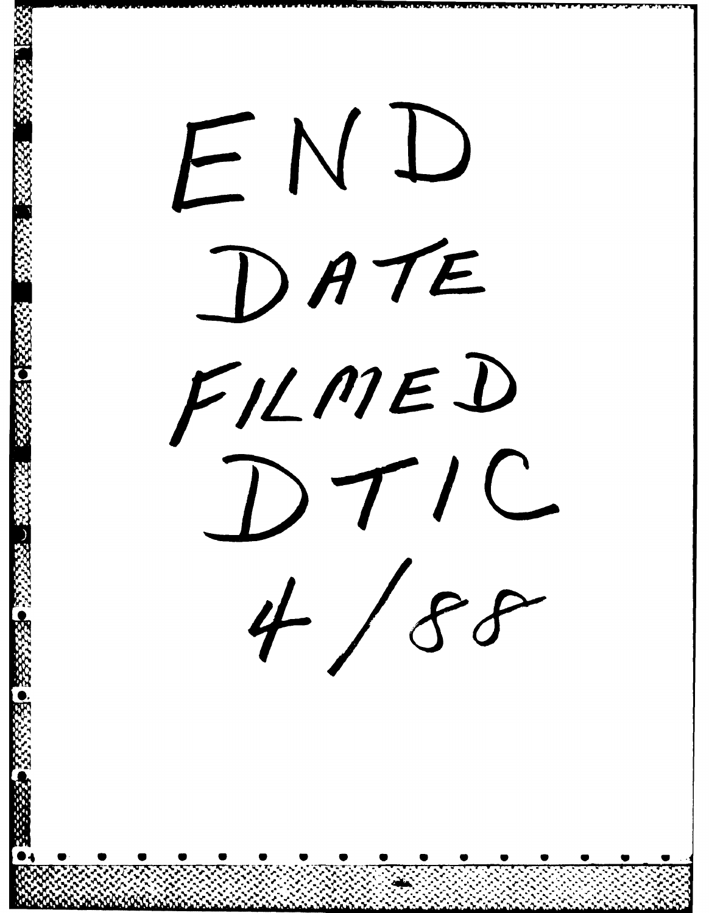END

DATE

FILMED

DTIC

4/88